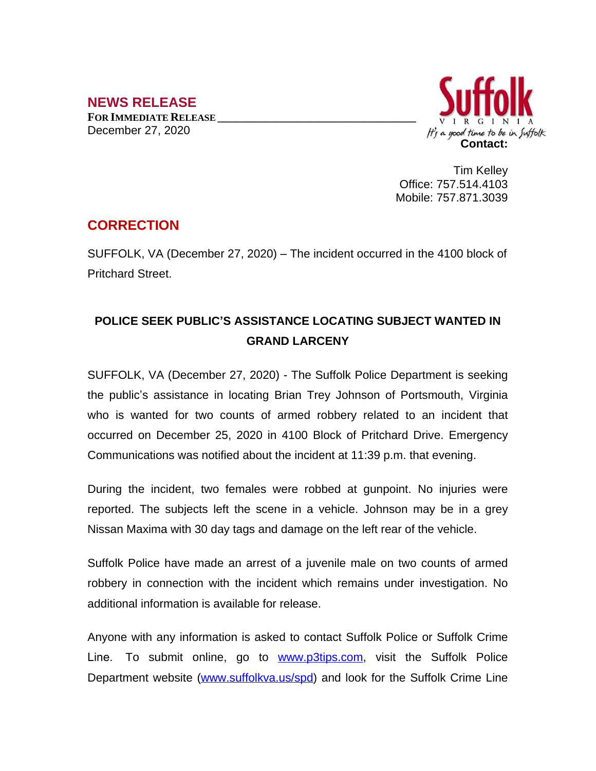## NEWS RELEASE

**FOR IMMEDIATE RELEASE**
December 27, 2020

Suffolk
VIRGINIA
It's a good time to be in Suffolk

**Contact:**

Tim Kelley
Office: 757.514.4103
Mobile: 757.871.3039

## CORRECTION

SUFFOLK, VA (December 27, 2020) – The incident occurred in the 4100 block of Pritchard Street.

### POLICE SEEK PUBLIC'S ASSISTANCE LOCATING SUBJECT WANTED IN GRAND LARCENY

SUFFOLK, VA (December 27, 2020) - The Suffolk Police Department is seeking the public's assistance in locating Brian Trey Johnson of Portsmouth, Virginia who is wanted for two counts of armed robbery related to an incident that occurred on December 25, 2020 in 4100 Block of Pritchard Drive. Emergency Communications was notified about the incident at 11:39 p.m. that evening.

During the incident, two females were robbed at gunpoint. No injuries were reported. The subjects left the scene in a vehicle. Johnson may be in a grey Nissan Maxima with 30 day tags and damage on the left rear of the vehicle.

Suffolk Police have made an arrest of a juvenile male on two counts of armed robbery in connection with the incident which remains under investigation. No additional information is available for release.

Anyone with any information is asked to contact Suffolk Police or Suffolk Crime Line. To submit online, go to www.p3tips.com, visit the Suffolk Police Department website (www.suffolkva.us/spd) and look for the Suffolk Crime Line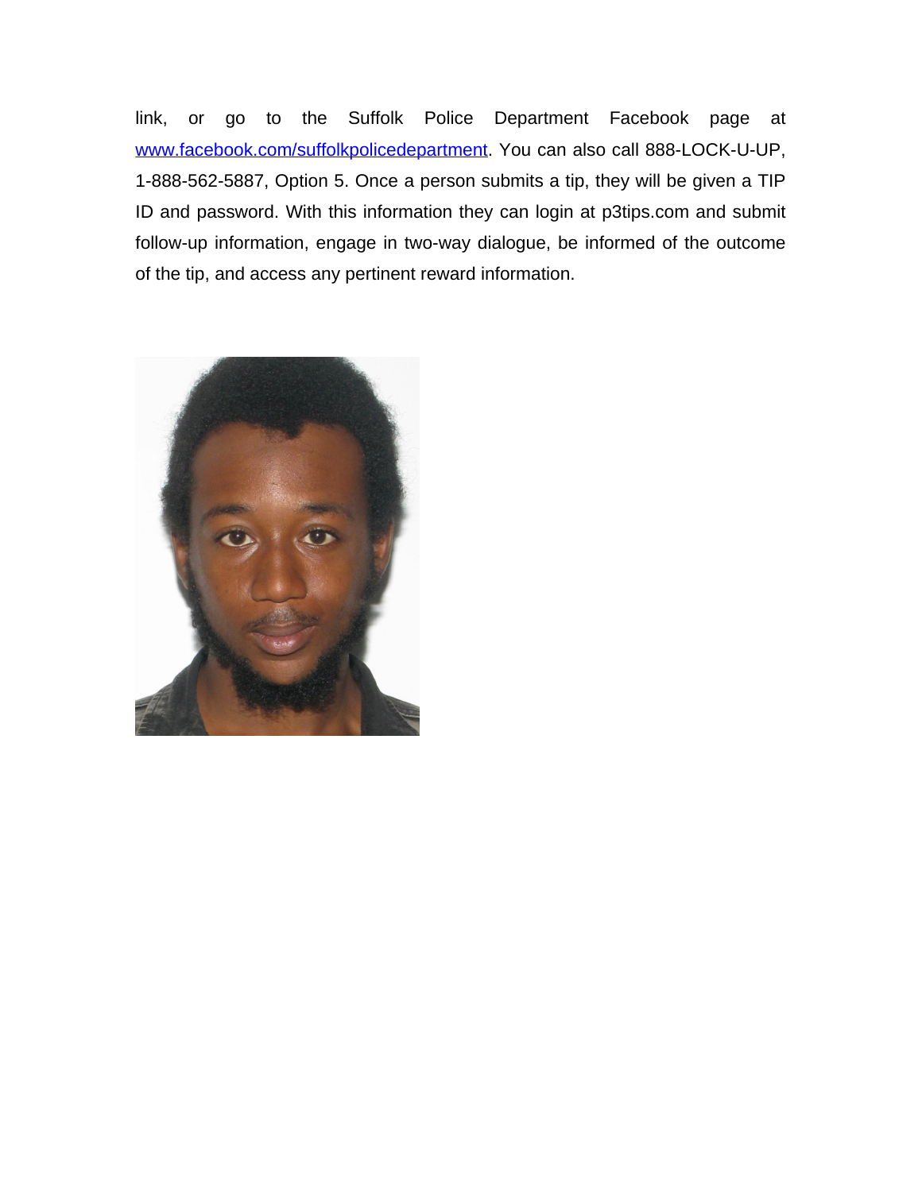link, or go to the Suffolk Police Department Facebook page at www.facebook.com/suffolkpolicedepartment. You can also call 888-LOCK-U-UP, 1-888-562-5887, Option 5. Once a person submits a tip, they will be given a TIP ID and password. With this information they can login at p3tips.com and submit follow-up information, engage in two-way dialogue, be informed of the outcome of the tip, and access any pertinent reward information.